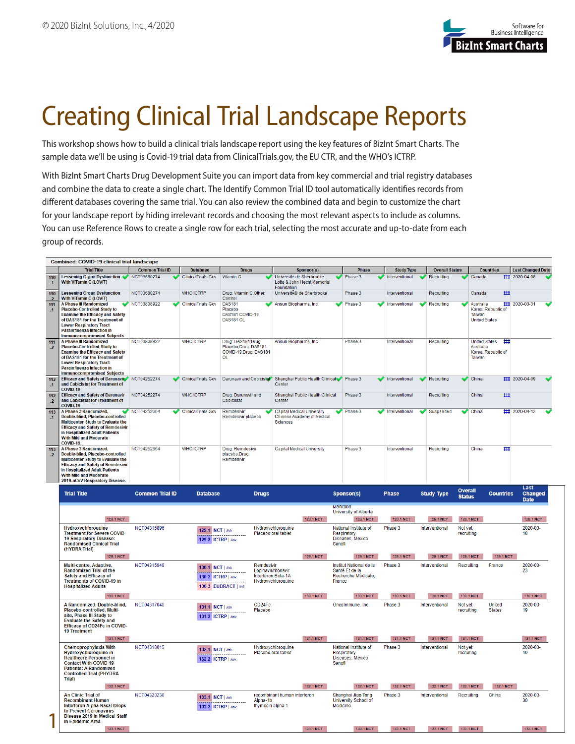# Creating Clinical Trial Landscape Reports

This workshop shows how to build a clinical trials landscape report using the key features of BizInt Smart Charts. The sample data we'll be using is Covid-19 trial data from ClinicalTrials.gov, the EU CTR, and the WHO's ICTRP.

With BizInt Smart Charts Drug Development Suite you can import data from key commercial and trial registry databases and combine the data to create a single chart. The Identify Common Trial ID tool automatically identifies records from different databases covering the same trial. You can also review the combined data and begin to customize the chart for your landscape report by hiding irrelevant records and choosing the most relevant aspects to include as columns. You can use Reference Rows to create a single row for each trial, selecting the most accurate and up-to-date from each group of records.

**Combined: COVID-19 clinical trial landscape**

| | Trial Title | Common Trial ID | Database | Drugs | Sponsor(s) | Phase | Study Type | Overall Status | Countries | Last Changed Date |
|---|---|---|---|---|---|---|---|---|---|---|
| 110.1 | Lessening Organ Dysfunction With VITamin C (LOVIT) | NCT03680274 | ClinicalTrials.Gov | Vitamin C | Université de Sherbrooke Lotte & John Hecht Memorial Foundation | Phase 3 | Interventional | Recruiting | Canada | 2020-04-06 |
| 110.2 | Lessening Organ Dysfunction With VITamin C (LOVIT) | NCT03680274 | WHO ICTRP | Drug: Vitamin C;Other: Control | UniversitÃ© de Sherbrooke | Phase 3 | Interventional | Recruiting | Canada | |
| 111.1 | A Phase III Randomized Placebo-Controlled Study to Examine the Efficacy and Safety of DAS181 for the Treatment of Lower Respiratory Tract Parainfluenza Infection in Immunocompromised Subjects | NCT03808922 | ClinicalTrials.Gov | DAS181 Placebo DAS181 COVID-19 DAS181 OL | Ansun Biopharma, Inc. | Phase 3 | Interventional | Recruiting | Australia Korea, Republic of Taiwan United States | 2020-03-31 |
| 111.2 | A Phase III Randomized Placebo-Controlled Study to Examine the Efficacy and Safety of DAS181 for the Treatment of Lower Respiratory Tract Parainfluenza Infection in Immunocompromised Subjects | NCT03808922 | WHO ICTRP | Drug: DAS181;Drug: Placebo;Drug: DAS181 COVID-19;Drug: DAS181 OL | Ansun Biopharma, Inc. | Phase 3 | Interventional | Recruiting | United States Australia Korea, Republic of Taiwan | |
| 112.1 | Efficacy and Safety of Darunavir and Cobicistat for Treatment of COVID-19 | NCT04252274 | ClinicalTrials.Gov | Darunavir and Cobicistat | Shanghai Public Health Clinical Center | Phase 3 | Interventional | Recruiting | China | 2020-04-09 |
| 112.2 | Efficacy and Safety of Darunavir and Cobicistat for Treatment of COVID-19 | NCT04252274 | WHO ICTRP | Drug: Darunavir and Cobicistat | Shanghai Public Health Clinical Center | Phase 3 | Interventional | Recruiting | China | |
| 113.1 | A Phase 3 Randomized, Double-blind, Placebo-controlled Multicenter Study to Evaluate the Efficacy and Safety of Remdesivir in Hospitalized Adult Patients With Mild and Moderate COVID-19. | NCT04252664 | ClinicalTrials.Gov | Remdesivir Remdesivir placebo | Capital Medical University Chinese Academy of Medical Sciences | Phase 3 | Interventional | Suspended | China | 2020-04-13 |
| 113.2 | A Phase 3 Randomized, Double-blind, Placebo-controlled Multicenter Study to Evaluate the Efficacy and Safety of Remdesivir in Hospitalized Adult Patients With Mild and Moderate 2019-nCoV Respiratory Disease. | NCT04252664 | WHO ICTRP | Drug: Remdesivir placebo;Drug: Remdesivir | Capital Medical University | Phase 3 | Interventional | Recruiting | China | |

| Trial Title | Common Trial ID | Database | Drugs | Sponsor(s) | Phase | Study Type | Overall Status | Countries | Last Changed Date |
|---|---|---|---|---|---|---|---|---|---|
| | | | | Manitoba University of Alberta | | | | | |
| Hydroxychloroquine Treatment for Severe COVID-19 Respiratory Disease: Randomised Clinical Trial (HYDRA Trial) | NCT04315896 | 129.1 NCT \| link; 129.2 ICTRP \| link | Hydroxychloroquine Placebo oral tablet | National Institute of Respiratory Diseases, Mexico Sanofi | Phase 3 | Interventional | Not yet recruiting | | 2020-03-18 |
| Multi-centre, Adaptive, Randomized Trial of the Safety and Efficacy of Treatments of COVID-19 in Hospitalized Adults | NCT04315948 | 130.1 NCT \| link; 130.2 ICTRP \| link; 130.3 EUDRACT \| link | Remdesivir Lopinavir/ritonavir Interferon Beta-1A Hydroxychloroquine | Institut National de la Santé Et de la Recherche Médicale, France | Phase 3 | Interventional | Recruiting | France | 2020-03-23 |
| A Randomized, Double-blind, Placebo-controlled, Multi-site, Phase III Study to Evaluate the Safety and Efficacy of CD24Fc in COVID-19 Treatment | NCT04317040 | 131.1 NCT \| link; 131.2 ICTRP \| link | CD24Fc Placebo | OncoImmune, Inc. | Phase 3 | Interventional | Not yet recruiting | United States | 2020-03-19 |
| Chemoprophylaxis With Hydroxychloroquine in Healthcare Personnel in Contact With COVID-19 Patients: A Randomized Controlled Trial (PHYDRA Trial) | NCT04318015 | 132.1 NCT \| link; 132.2 ICTRP \| link | Hydroxychloroquine Placebo oral tablet | National Institute of Respiratory Diseases, Mexico Sanofi | Phase 3 | Interventional | Not yet recruiting | | 2020-03-19 |
| An Clinic Trial of Recombinant Human Interferon Alpha Nasal Drops to Prevent Coronavirus Disease 2019 in Medical Staff in Epidemic Area | NCT04320238 | 133.1 NCT \| link; 133.2 ICTRP \| link | recombinant human interferon Alpha-1b thymosin alpha 1 | Shanghai Jiao Tong University School of Medicine | Phase 3 | Interventional | Recruiting | China | 2020-03-30 |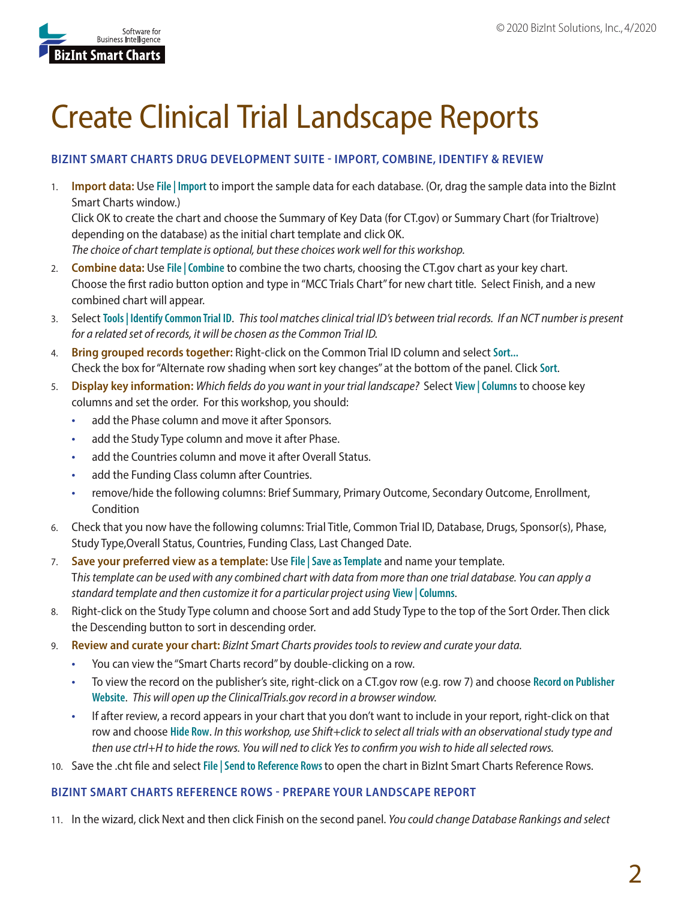# Create Clinical Trial Landscape Reports

## BIZINT SMART CHARTS DRUG DEVELOPMENT SUITE - IMPORT, COMBINE, IDENTIFY & REVIEW

1. **Import data:** Use **File | Import** to import the sample data for each database. (Or, drag the sample data into the BizInt Smart Charts window.)
   Click OK to create the chart and choose the Summary of Key Data (for CT.gov) or Summary Chart (for Trialtrove) depending on the database) as the initial chart template and click OK.
   *The choice of chart template is optional, but these choices work well for this workshop.*
2. **Combine data:** Use **File | Combine** to combine the two charts, choosing the CT.gov chart as your key chart. Choose the first radio button option and type in "MCC Trials Chart" for new chart title. Select Finish, and a new combined chart will appear.
3. Select **Tools | Identify Common Trial ID**. *This tool matches clinical trial ID's between trial records. If an NCT number is present for a related set of records, it will be chosen as the Common Trial ID.*
4. **Bring grouped records together:** Right-click on the Common Trial ID column and select **Sort...**
   Check the box for "Alternate row shading when sort key changes" at the bottom of the panel. Click **Sort**.
5. **Display key information:** *Which fields do you want in your trial landscape?* Select **View | Columns** to choose key columns and set the order. For this workshop, you should:
   - add the Phase column and move it after Sponsors.
   - add the Study Type column and move it after Phase.
   - add the Countries column and move it after Overall Status.
   - add the Funding Class column after Countries.
   - remove/hide the following columns: Brief Summary, Primary Outcome, Secondary Outcome, Enrollment, Condition
6. Check that you now have the following columns: Trial Title, Common Trial ID, Database, Drugs, Sponsor(s), Phase, Study Type,Overall Status, Countries, Funding Class, Last Changed Date.
7. **Save your preferred view as a template:** Use **File | Save as Template** and name your template.
   *This template can be used with any combined chart with data from more than one trial database. You can apply a standard template and then customize it for a particular project using* **View | Columns**.
8. Right-click on the Study Type column and choose Sort and add Study Type to the top of the Sort Order. Then click the Descending button to sort in descending order.
9. **Review and curate your chart:** *BizInt Smart Charts provides tools to review and curate your data.*
   - You can view the "Smart Charts record" by double-clicking on a row.
   - To view the record on the publisher's site, right-click on a CT.gov row (e.g. row 7) and choose **Record on Publisher Website**. *This will open up the ClinicalTrials.gov record in a browser window.*
   - If after review, a record appears in your chart that you don't want to include in your report, right-click on that row and choose **Hide Row**. *In this workshop, use Shift+click to select all trials with an observational study type and then use ctrl+H to hide the rows. You will ned to click Yes to confirm you wish to hide all selected rows.*
10. Save the .cht file and select **File | Send to Reference Rows** to open the chart in BizInt Smart Charts Reference Rows.

## BIZINT SMART CHARTS REFERENCE ROWS - PREPARE YOUR LANDSCAPE REPORT

11. In the wizard, click Next and then click Finish on the second panel. *You could change Database Rankings and select*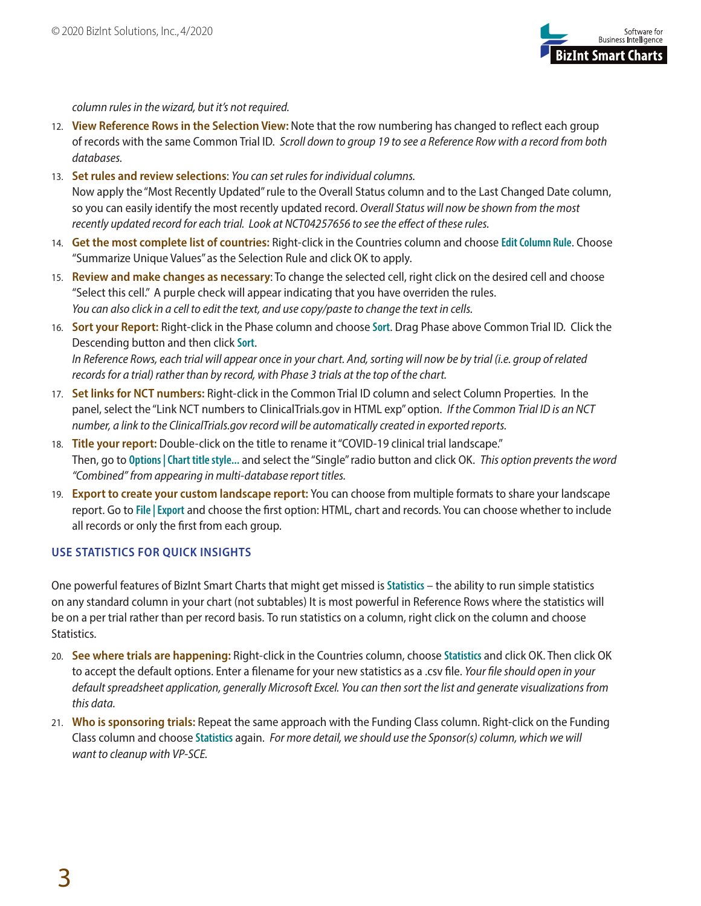*column rules in the wizard, but it's not required.*

12. **View Reference Rows in the Selection View:** Note that the row numbering has changed to reflect each group of records with the same Common Trial ID. *Scroll down to group 19 to see a Reference Row with a record from both databases.*
13. **Set rules and review selections**: *You can set rules for individual columns.*
    Now apply the "Most Recently Updated" rule to the Overall Status column and to the Last Changed Date column, so you can easily identify the most recently updated record. *Overall Status will now be shown from the most recently updated record for each trial. Look at NCT04257656 to see the effect of these rules.*
14. **Get the most complete list of countries:** Right-click in the Countries column and choose **Edit Column Rule**. Choose "Summarize Unique Values" as the Selection Rule and click OK to apply.
15. **Review and make changes as necessary**: To change the selected cell, right click on the desired cell and choose "Select this cell." A purple check will appear indicating that you have overriden the rules.
    *You can also click in a cell to edit the text, and use copy/paste to change the text in cells.*
16. **Sort your Report:** Right-click in the Phase column and choose **Sort**. Drag Phase above Common Trial ID. Click the Descending button and then click **Sort**.
    *In Reference Rows, each trial will appear once in your chart. And, sorting will now be by trial (i.e. group of related records for a trial) rather than by record, with Phase 3 trials at the top of the chart.*
17. **Set links for NCT numbers:** Right-click in the Common Trial ID column and select Column Properties. In the panel, select the "Link NCT numbers to ClinicalTrials.gov in HTML exp" option. *If the Common Trial ID is an NCT number, a link to the ClinicalTrials.gov record will be automatically created in exported reports.*
18. **Title your report:** Double-click on the title to rename it "COVID-19 clinical trial landscape."
    Then, go to **Options | Chart title style...** and select the "Single" radio button and click OK. *This option prevents the word "Combined" from appearing in multi-database report titles.*
19. **Export to create your custom landscape report:** You can choose from multiple formats to share your landscape report. Go to **File | Export** and choose the first option: HTML, chart and records. You can choose whether to include all records or only the first from each group.

## USE STATISTICS FOR QUICK INSIGHTS

One powerful features of BizInt Smart Charts that might get missed is **Statistics** – the ability to run simple statistics on any standard column in your chart (not subtables) It is most powerful in Reference Rows where the statistics will be on a per trial rather than per record basis. To run statistics on a column, right click on the column and choose Statistics.

20. **See where trials are happening:** Right-click in the Countries column, choose **Statistics** and click OK. Then click OK to accept the default options. Enter a filename for your new statistics as a .csv file. *Your file should open in your default spreadsheet application, generally Microsoft Excel. You can then sort the list and generate visualizations from this data.*
21. **Who is sponsoring trials:** Repeat the same approach with the Funding Class column. Right-click on the Funding Class column and choose **Statistics** again. *For more detail, we should use the Sponsor(s) column, which we will want to cleanup with VP-SCE.*